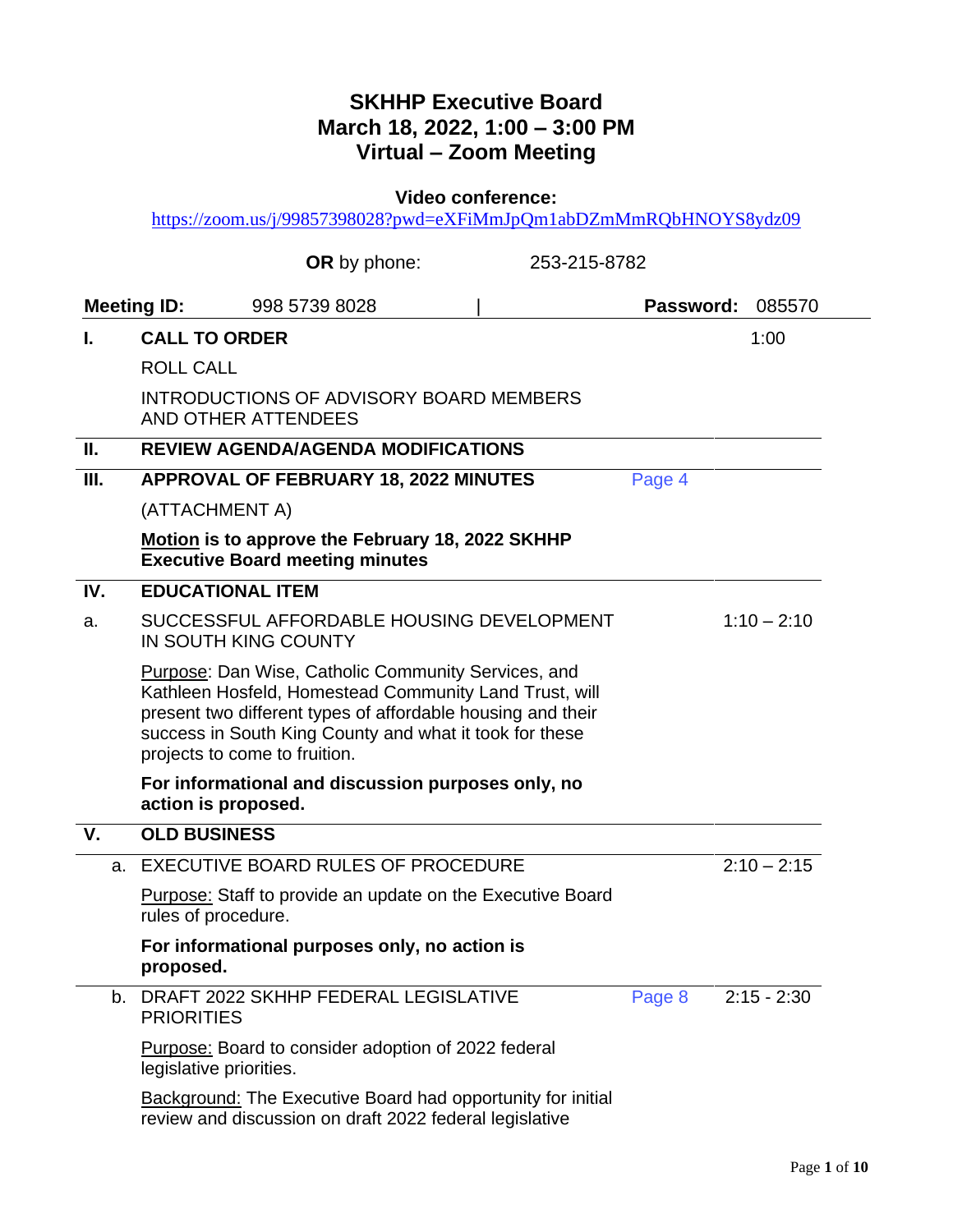# SKHHP Executive Board
# March 18, 2022, 1:00 – 3:00 PM
# Virtual – Zoom Meeting

**Video conference:**
https://zoom.us/j/99857398028?pwd=eXFiMmJpQm1abDZmMmRQbHNOYS8ydz09

**OR** by phone: 253-215-8782

**Meeting ID:** 998 5739 8028 | **Password:** 085570

| | | | |
|---|---|---|---|
| **I.** | **CALL TO ORDER** | | 1:00 |
| | ROLL CALL | | |
| | INTRODUCTIONS OF ADVISORY BOARD MEMBERS AND OTHER ATTENDEES | | |
| **II.** | **REVIEW AGENDA/AGENDA MODIFICATIONS** | | |
| **III.** | **APPROVAL OF FEBRUARY 18, 2022 MINUTES** | Page 4 | |
| | (ATTACHMENT A) | | |
| | **Motion is to approve the February 18, 2022 SKHHP Executive Board meeting minutes** | | |
| **IV.** | **EDUCATIONAL ITEM** | | |
| a. | SUCCESSFUL AFFORDABLE HOUSING DEVELOPMENT IN SOUTH KING COUNTY | | 1:10 – 2:10 |
| | Purpose: Dan Wise, Catholic Community Services, and Kathleen Hosfeld, Homestead Community Land Trust, will present two different types of affordable housing and their success in South King County and what it took for these projects to come to fruition. | | |
| | **For informational and discussion purposes only, no action is proposed.** | | |
| **V.** | **OLD BUSINESS** | | |
| a. | EXECUTIVE BOARD RULES OF PROCEDURE | | 2:10 – 2:15 |
| | Purpose: Staff to provide an update on the Executive Board rules of procedure. | | |
| | **For informational purposes only, no action is proposed.** | | |
| b. | DRAFT 2022 SKHHP FEDERAL LEGISLATIVE PRIORITIES | Page 8 | 2:15 - 2:30 |
| | Purpose: Board to consider adoption of 2022 federal legislative priorities. | | |
| | Background: The Executive Board had opportunity for initial review and discussion on draft 2022 federal legislative | | |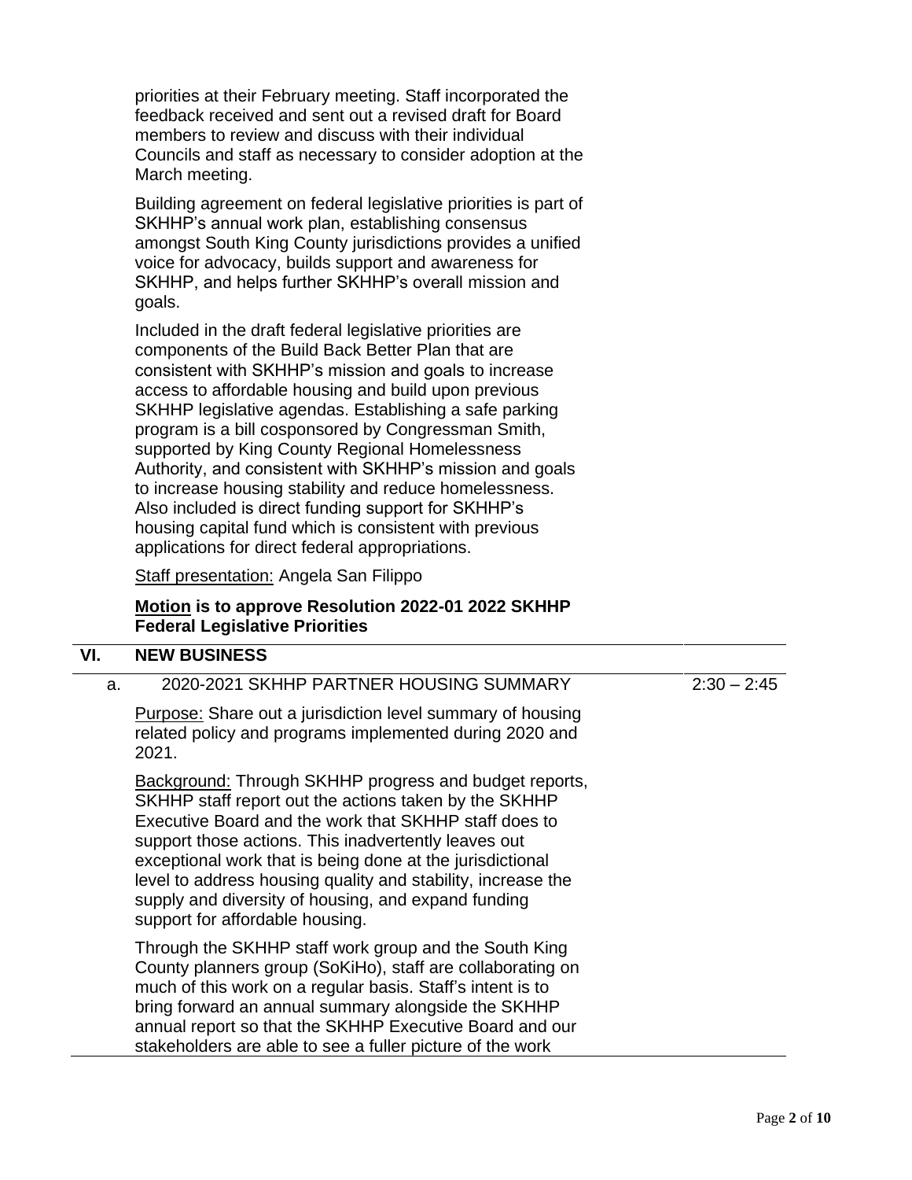priorities at their February meeting. Staff incorporated the feedback received and sent out a revised draft for Board members to review and discuss with their individual Councils and staff as necessary to consider adoption at the March meeting.

Building agreement on federal legislative priorities is part of SKHHP's annual work plan, establishing consensus amongst South King County jurisdictions provides a unified voice for advocacy, builds support and awareness for SKHHP, and helps further SKHHP's overall mission and goals.

Included in the draft federal legislative priorities are components of the Build Back Better Plan that are consistent with SKHHP's mission and goals to increase access to affordable housing and build upon previous SKHHP legislative agendas. Establishing a safe parking program is a bill cosponsored by Congressman Smith, supported by King County Regional Homelessness Authority, and consistent with SKHHP's mission and goals to increase housing stability and reduce homelessness. Also included is direct funding support for SKHHP's housing capital fund which is consistent with previous applications for direct federal appropriations.

Staff presentation: Angela San Filippo

**Motion is to approve Resolution 2022-01 2022 SKHHP Federal Legislative Priorities**

## VI. NEW BUSINESS

### a. 2020-2021 SKHHP PARTNER HOUSING SUMMARY — 2:30 – 2:45

Purpose: Share out a jurisdiction level summary of housing related policy and programs implemented during 2020 and 2021.

Background: Through SKHHP progress and budget reports, SKHHP staff report out the actions taken by the SKHHP Executive Board and the work that SKHHP staff does to support those actions. This inadvertently leaves out exceptional work that is being done at the jurisdictional level to address housing quality and stability, increase the supply and diversity of housing, and expand funding support for affordable housing.

Through the SKHHP staff work group and the South King County planners group (SoKiHo), staff are collaborating on much of this work on a regular basis. Staff's intent is to bring forward an annual summary alongside the SKHHP annual report so that the SKHHP Executive Board and our stakeholders are able to see a fuller picture of the work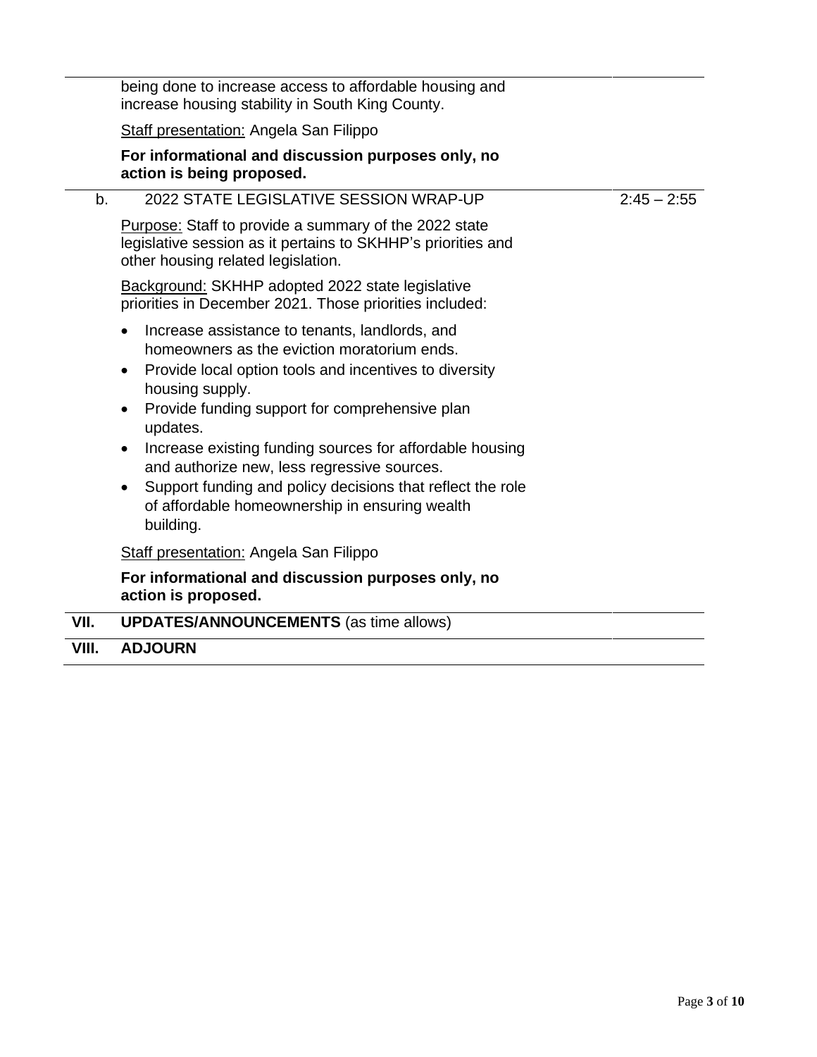being done to increase access to affordable housing and increase housing stability in South King County.

Staff presentation: Angela San Filippo

**For informational and discussion purposes only, no action is being proposed.**

b. 2022 STATE LEGISLATIVE SESSION WRAP-UP — 2:45 – 2:55

Purpose: Staff to provide a summary of the 2022 state legislative session as it pertains to SKHHP's priorities and other housing related legislation.

Background: SKHHP adopted 2022 state legislative priorities in December 2021. Those priorities included:

- Increase assistance to tenants, landlords, and homeowners as the eviction moratorium ends.
- Provide local option tools and incentives to diversity housing supply.
- Provide funding support for comprehensive plan updates.
- Increase existing funding sources for affordable housing and authorize new, less regressive sources.
- Support funding and policy decisions that reflect the role of affordable homeownership in ensuring wealth building.

Staff presentation: Angela San Filippo

**For informational and discussion purposes only, no action is proposed.**

**VII. UPDATES/ANNOUNCEMENTS** (as time allows)

**VIII. ADJOURN**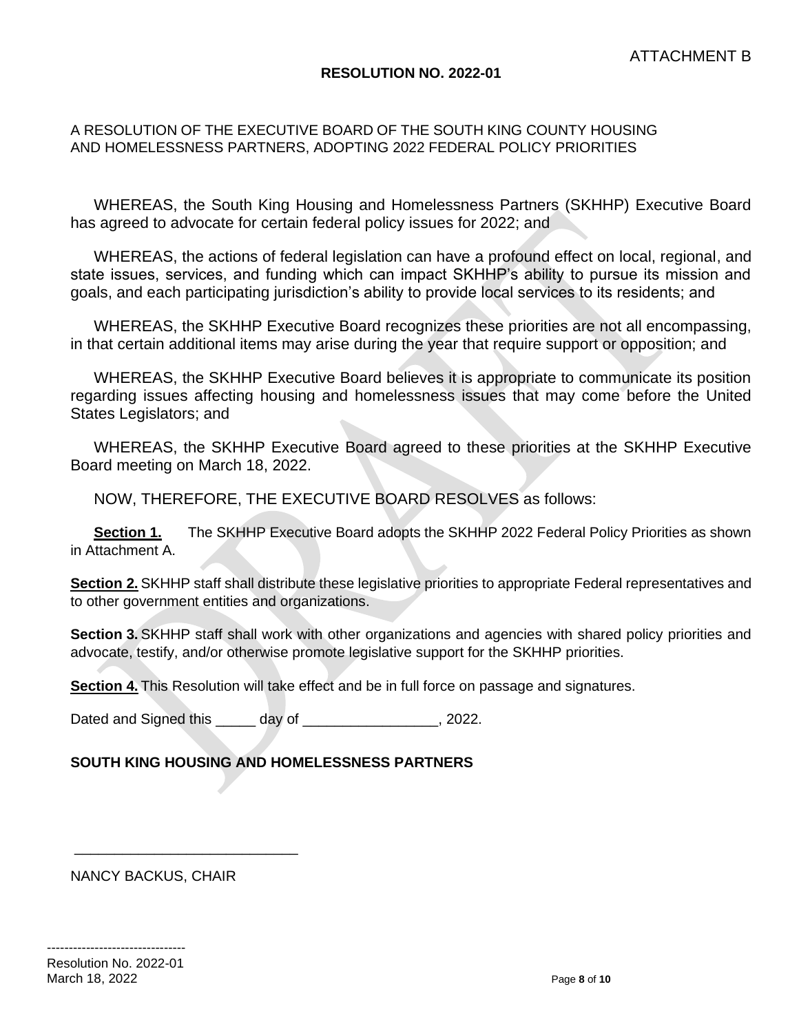ATTACHMENT B

**RESOLUTION NO. 2022-01**

A RESOLUTION OF THE EXECUTIVE BOARD OF THE SOUTH KING COUNTY HOUSING AND HOMELESSNESS PARTNERS, ADOPTING 2022 FEDERAL POLICY PRIORITIES

WHEREAS, the South King Housing and Homelessness Partners (SKHHP) Executive Board has agreed to advocate for certain federal policy issues for 2022; and

WHEREAS, the actions of federal legislation can have a profound effect on local, regional, and state issues, services, and funding which can impact SKHHP's ability to pursue its mission and goals, and each participating jurisdiction's ability to provide local services to its residents; and

WHEREAS, the SKHHP Executive Board recognizes these priorities are not all encompassing, in that certain additional items may arise during the year that require support or opposition; and

WHEREAS, the SKHHP Executive Board believes it is appropriate to communicate its position regarding issues affecting housing and homelessness issues that may come before the United States Legislators; and

WHEREAS, the SKHHP Executive Board agreed to these priorities at the SKHHP Executive Board meeting on March 18, 2022.

NOW, THEREFORE, THE EXECUTIVE BOARD RESOLVES as follows:

**Section 1.** The SKHHP Executive Board adopts the SKHHP 2022 Federal Policy Priorities as shown in Attachment A.

**Section 2.** SKHHP staff shall distribute these legislative priorities to appropriate Federal representatives and to other government entities and organizations.

**Section 3.** SKHHP staff shall work with other organizations and agencies with shared policy priorities and advocate, testify, and/or otherwise promote legislative support for the SKHHP priorities.

**Section 4.** This Resolution will take effect and be in full force on passage and signatures.

Dated and Signed this _____ day of _________________, 2022.

**SOUTH KING HOUSING AND HOMELESSNESS PARTNERS**

_____________________________

NANCY BACKUS, CHAIR

Resolution No. 2022-01
March 18, 2022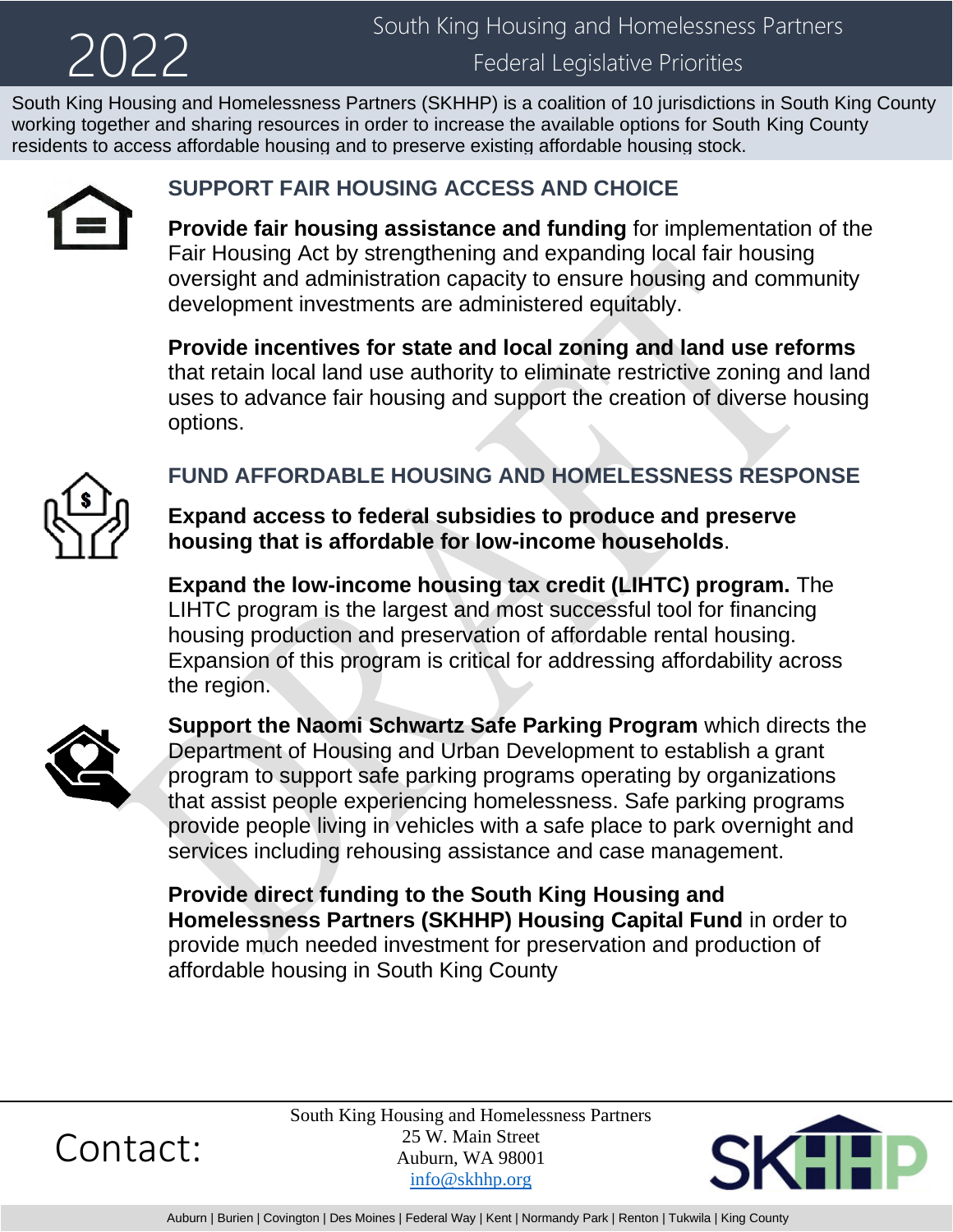# 2022

## South King Housing and Homelessness Partners Federal Legislative Priorities

South King Housing and Homelessness Partners (SKHHP) is a coalition of 10 jurisdictions in South King County working together and sharing resources in order to increase the available options for South King County residents to access affordable housing and to preserve existing affordable housing stock.

### SUPPORT FAIR HOUSING ACCESS AND CHOICE

**Provide fair housing assistance and funding** for implementation of the Fair Housing Act by strengthening and expanding local fair housing oversight and administration capacity to ensure housing and community development investments are administered equitably.

**Provide incentives for state and local zoning and land use reforms** that retain local land use authority to eliminate restrictive zoning and land uses to advance fair housing and support the creation of diverse housing options.

### FUND AFFORDABLE HOUSING AND HOMELESSNESS RESPONSE

**Expand access to federal subsidies to produce and preserve housing that is affordable for low-income households**.

**Expand the low-income housing tax credit (LIHTC) program.** The LIHTC program is the largest and most successful tool for financing housing production and preservation of affordable rental housing. Expansion of this program is critical for addressing affordability across the region.

**Support the Naomi Schwartz Safe Parking Program** which directs the Department of Housing and Urban Development to establish a grant program to support safe parking programs operating by organizations that assist people experiencing homelessness. Safe parking programs provide people living in vehicles with a safe place to park overnight and services including rehousing assistance and case management.

**Provide direct funding to the South King Housing and Homelessness Partners (SKHHP) Housing Capital Fund** in order to provide much needed investment for preservation and production of affordable housing in South King County

Contact:

South King Housing and Homelessness Partners
25 W. Main Street
Auburn, WA 98001
info@skhhp.org

SKHHP

Auburn | Burien | Covington | Des Moines | Federal Way | Kent | Normandy Park | Renton | Tukwila | King County